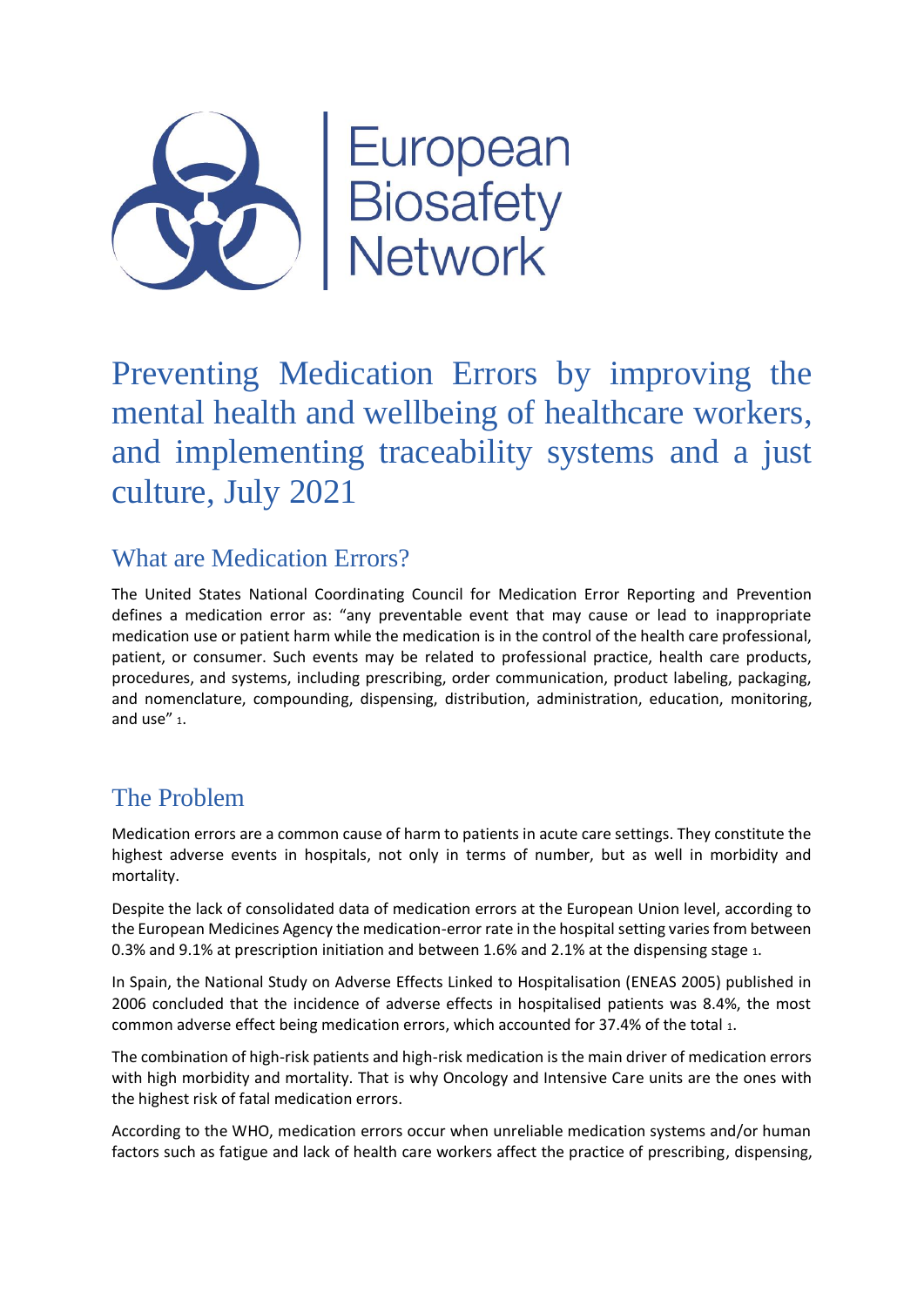European Biosafety Network

# Preventing Medication Errors by improving the mental health and wellbeing of healthcare workers, and implementing traceability systems and a just culture, July 2021

## What are Medication Errors?

The United States National Coordinating Council for Medication Error Reporting and Prevention defines a medication error as: "any preventable event that may cause or lead to inappropriate medication use or patient harm while the medication is in the control of the health care professional, patient, or consumer. Such events may be related to professional practice, health care products, procedures, and systems, including prescribing, order communication, product labeling, packaging, and nomenclature, compounding, dispensing, distribution, administration, education, monitoring, and use" [1].

## The Problem

Medication errors are a common cause of harm to patients in acute care settings. They constitute the highest adverse events in hospitals, not only in terms of number, but as well in morbidity and mortality.

Despite the lack of consolidated data of medication errors at the European Union level, according to the European Medicines Agency the medication-error rate in the hospital setting varies from between 0.3% and 9.1% at prescription initiation and between 1.6% and 2.1% at the dispensing stage [1].

In Spain, the National Study on Adverse Effects Linked to Hospitalisation (ENEAS 2005) published in 2006 concluded that the incidence of adverse effects in hospitalised patients was 8.4%, the most common adverse effect being medication errors, which accounted for 37.4% of the total [1].

The combination of high-risk patients and high-risk medication is the main driver of medication errors with high morbidity and mortality. That is why Oncology and Intensive Care units are the ones with the highest risk of fatal medication errors.

According to the WHO, medication errors occur when unreliable medication systems and/or human factors such as fatigue and lack of health care workers affect the practice of prescribing, dispensing,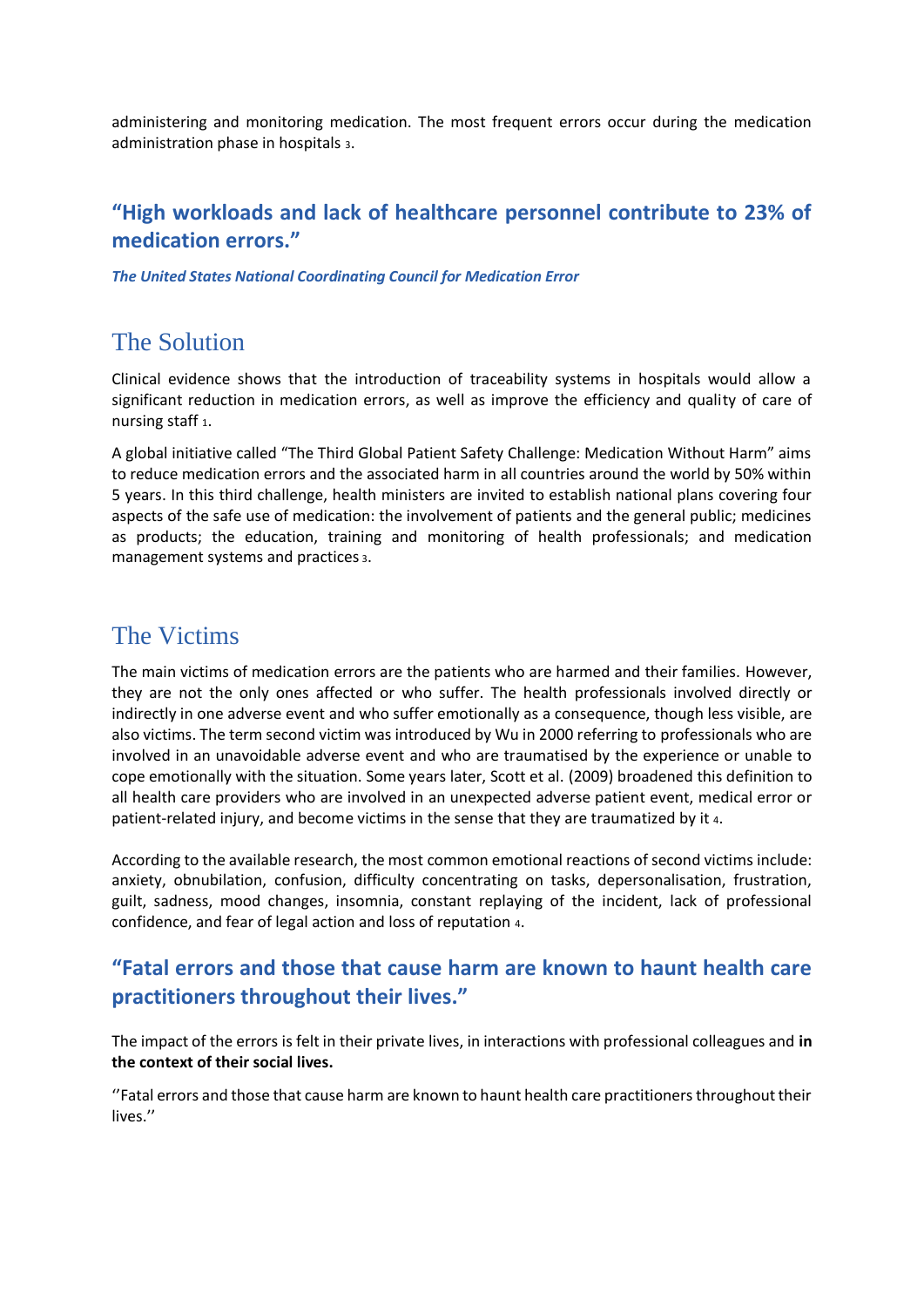administering and monitoring medication. The most frequent errors occur during the medication administration phase in hospitals [3].

### "High workloads and lack of healthcare personnel contribute to 23% of medication errors."

***The United States National Coordinating Council for Medication Error***

## The Solution

Clinical evidence shows that the introduction of traceability systems in hospitals would allow a significant reduction in medication errors, as well as improve the efficiency and quality of care of nursing staff [1].

A global initiative called "The Third Global Patient Safety Challenge: Medication Without Harm" aims to reduce medication errors and the associated harm in all countries around the world by 50% within 5 years. In this third challenge, health ministers are invited to establish national plans covering four aspects of the safe use of medication: the involvement of patients and the general public; medicines as products; the education, training and monitoring of health professionals; and medication management systems and practices [3].

## The Victims

The main victims of medication errors are the patients who are harmed and their families. However, they are not the only ones affected or who suffer. The health professionals involved directly or indirectly in one adverse event and who suffer emotionally as a consequence, though less visible, are also victims. The term second victim was introduced by Wu in 2000 referring to professionals who are involved in an unavoidable adverse event and who are traumatised by the experience or unable to cope emotionally with the situation. Some years later, Scott et al. (2009) broadened this definition to all health care providers who are involved in an unexpected adverse patient event, medical error or patient-related injury, and become victims in the sense that they are traumatized by it [4].

According to the available research, the most common emotional reactions of second victims include: anxiety, obnubilation, confusion, difficulty concentrating on tasks, depersonalisation, frustration, guilt, sadness, mood changes, insomnia, constant replaying of the incident, lack of professional confidence, and fear of legal action and loss of reputation [4].

### "Fatal errors and those that cause harm are known to haunt health care practitioners throughout their lives."

The impact of the errors is felt in their private lives, in interactions with professional colleagues and **in the context of their social lives.**

''Fatal errors and those that cause harm are known to haunt health care practitioners throughout their lives.''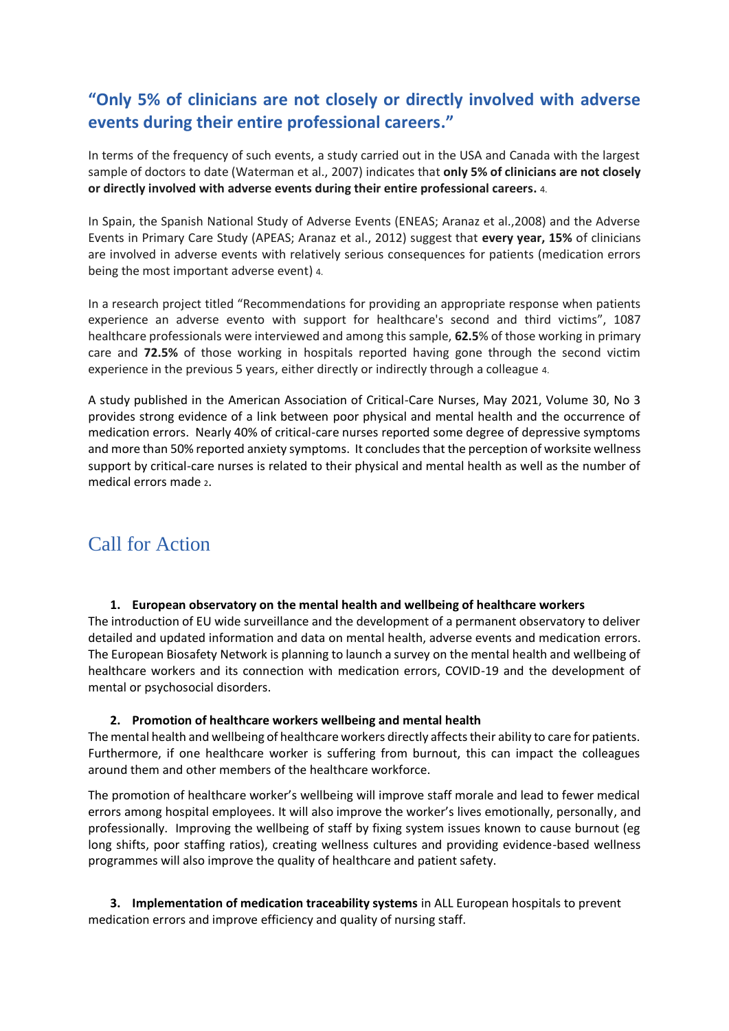## "Only 5% of clinicians are not closely or directly involved with adverse events during their entire professional careers."

In terms of the frequency of such events, a study carried out in the USA and Canada with the largest sample of doctors to date (Waterman et al., 2007) indicates that **only 5% of clinicians are not closely or directly involved with adverse events during their entire professional careers.** [4].

In Spain, the Spanish National Study of Adverse Events (ENEAS; Aranaz et al.,2008) and the Adverse Events in Primary Care Study (APEAS; Aranaz et al., 2012) suggest that **every year, 15%** of clinicians are involved in adverse events with relatively serious consequences for patients (medication errors being the most important adverse event) [4].

In a research project titled "Recommendations for providing an appropriate response when patients experience an adverse evento with support for healthcare's second and third victims", 1087 healthcare professionals were interviewed and among this sample, **62.5**% of those working in primary care and **72.5%** of those working in hospitals reported having gone through the second victim experience in the previous 5 years, either directly or indirectly through a colleague [4].

A study published in the American Association of Critical-Care Nurses, May 2021, Volume 30, No 3 provides strong evidence of a link between poor physical and mental health and the occurrence of medication errors. Nearly 40% of critical-care nurses reported some degree of depressive symptoms and more than 50% reported anxiety symptoms. It concludes that the perception of worksite wellness support by critical-care nurses is related to their physical and mental health as well as the number of medical errors made [2].

## Call for Action

1. **European observatory on the mental health and wellbeing of healthcare workers**

The introduction of EU wide surveillance and the development of a permanent observatory to deliver detailed and updated information and data on mental health, adverse events and medication errors. The European Biosafety Network is planning to launch a survey on the mental health and wellbeing of healthcare workers and its connection with medication errors, COVID-19 and the development of mental or psychosocial disorders.

2. **Promotion of healthcare workers wellbeing and mental health**

The mental health and wellbeing of healthcare workers directly affects their ability to care for patients. Furthermore, if one healthcare worker is suffering from burnout, this can impact the colleagues around them and other members of the healthcare workforce.

The promotion of healthcare worker's wellbeing will improve staff morale and lead to fewer medical errors among hospital employees. It will also improve the worker's lives emotionally, personally, and professionally. Improving the wellbeing of staff by fixing system issues known to cause burnout (eg long shifts, poor staffing ratios), creating wellness cultures and providing evidence-based wellness programmes will also improve the quality of healthcare and patient safety.

3. **Implementation of medication traceability systems** in ALL European hospitals to prevent medication errors and improve efficiency and quality of nursing staff.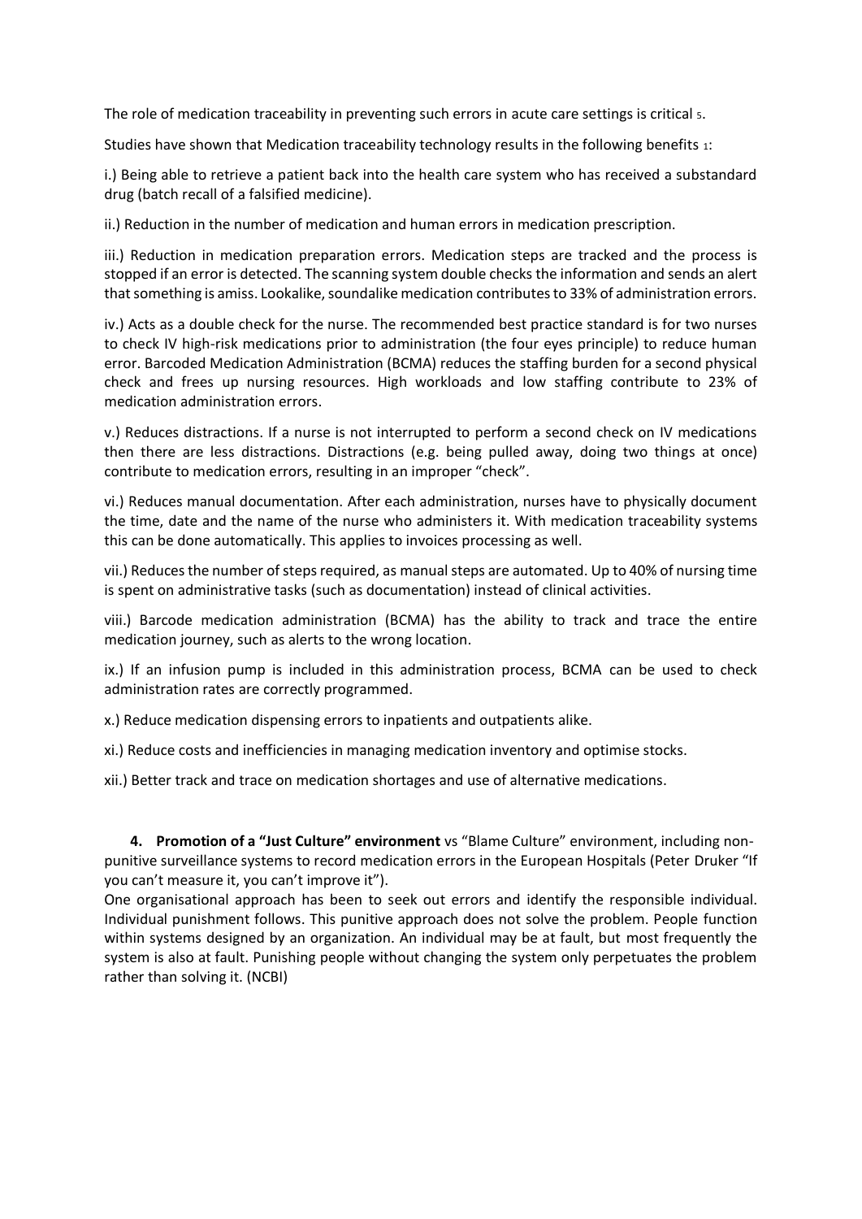The role of medication traceability in preventing such errors in acute care settings is critical [5].

Studies have shown that Medication traceability technology results in the following benefits [1]:

i.) Being able to retrieve a patient back into the health care system who has received a substandard drug (batch recall of a falsified medicine).

ii.) Reduction in the number of medication and human errors in medication prescription.

iii.) Reduction in medication preparation errors. Medication steps are tracked and the process is stopped if an error is detected. The scanning system double checks the information and sends an alert that something is amiss. Lookalike, soundalike medication contributes to 33% of administration errors.

iv.) Acts as a double check for the nurse. The recommended best practice standard is for two nurses to check IV high-risk medications prior to administration (the four eyes principle) to reduce human error. Barcoded Medication Administration (BCMA) reduces the staffing burden for a second physical check and frees up nursing resources. High workloads and low staffing contribute to 23% of medication administration errors.

v.) Reduces distractions. If a nurse is not interrupted to perform a second check on IV medications then there are less distractions. Distractions (e.g. being pulled away, doing two things at once) contribute to medication errors, resulting in an improper "check".

vi.) Reduces manual documentation. After each administration, nurses have to physically document the time, date and the name of the nurse who administers it. With medication traceability systems this can be done automatically. This applies to invoices processing as well.

vii.) Reduces the number of steps required, as manual steps are automated. Up to 40% of nursing time is spent on administrative tasks (such as documentation) instead of clinical activities.

viii.) Barcode medication administration (BCMA) has the ability to track and trace the entire medication journey, such as alerts to the wrong location.

ix.) If an infusion pump is included in this administration process, BCMA can be used to check administration rates are correctly programmed.

x.) Reduce medication dispensing errors to inpatients and outpatients alike.

xi.) Reduce costs and inefficiencies in managing medication inventory and optimise stocks.

xii.) Better track and trace on medication shortages and use of alternative medications.

4. **Promotion of a "Just Culture" environment** vs "Blame Culture" environment, including non-punitive surveillance systems to record medication errors in the European Hospitals (Peter Druker "If you can't measure it, you can't improve it").

One organisational approach has been to seek out errors and identify the responsible individual. Individual punishment follows. This punitive approach does not solve the problem. People function within systems designed by an organization. An individual may be at fault, but most frequently the system is also at fault. Punishing people without changing the system only perpetuates the problem rather than solving it. (NCBI)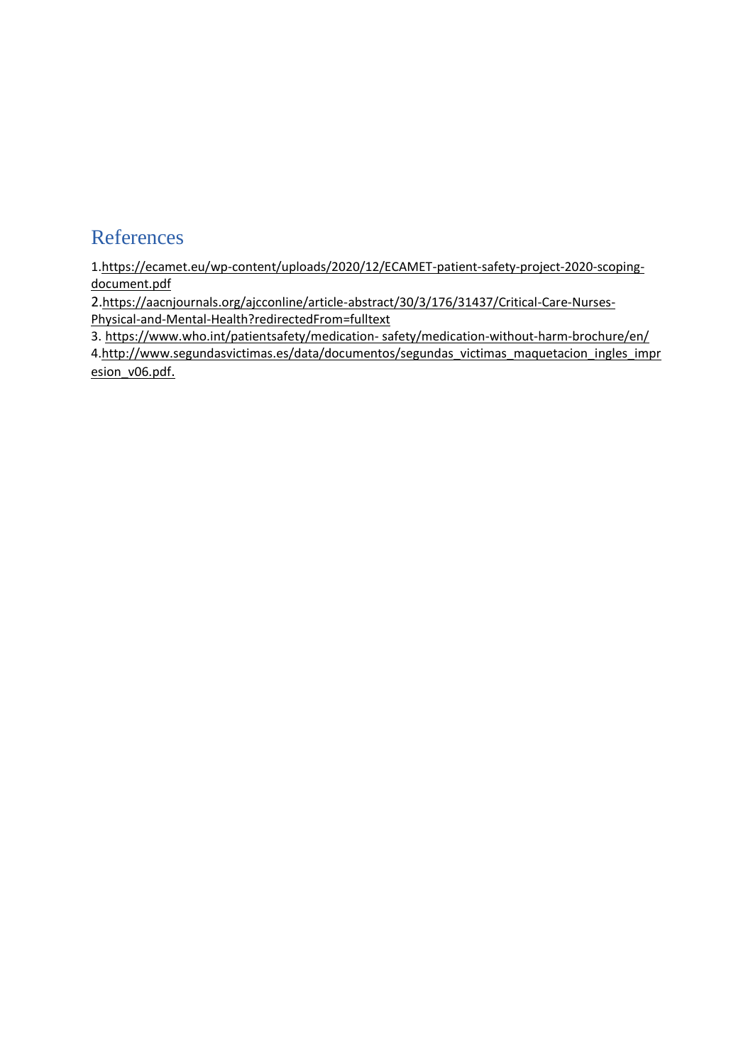## References

1.https://ecamet.eu/wp-content/uploads/2020/12/ECAMET-patient-safety-project-2020-scoping-document.pdf

2.https://aacnjournals.org/ajcconline/article-abstract/30/3/176/31437/Critical-Care-Nurses-Physical-and-Mental-Health?redirectedFrom=fulltext

3. https://www.who.int/patientsafety/medication- safety/medication-without-harm-brochure/en/

4.http://www.segundasvictimas.es/data/documentos/segundas_victimas_maquetacion_ingles_impresion_v06.pdf.